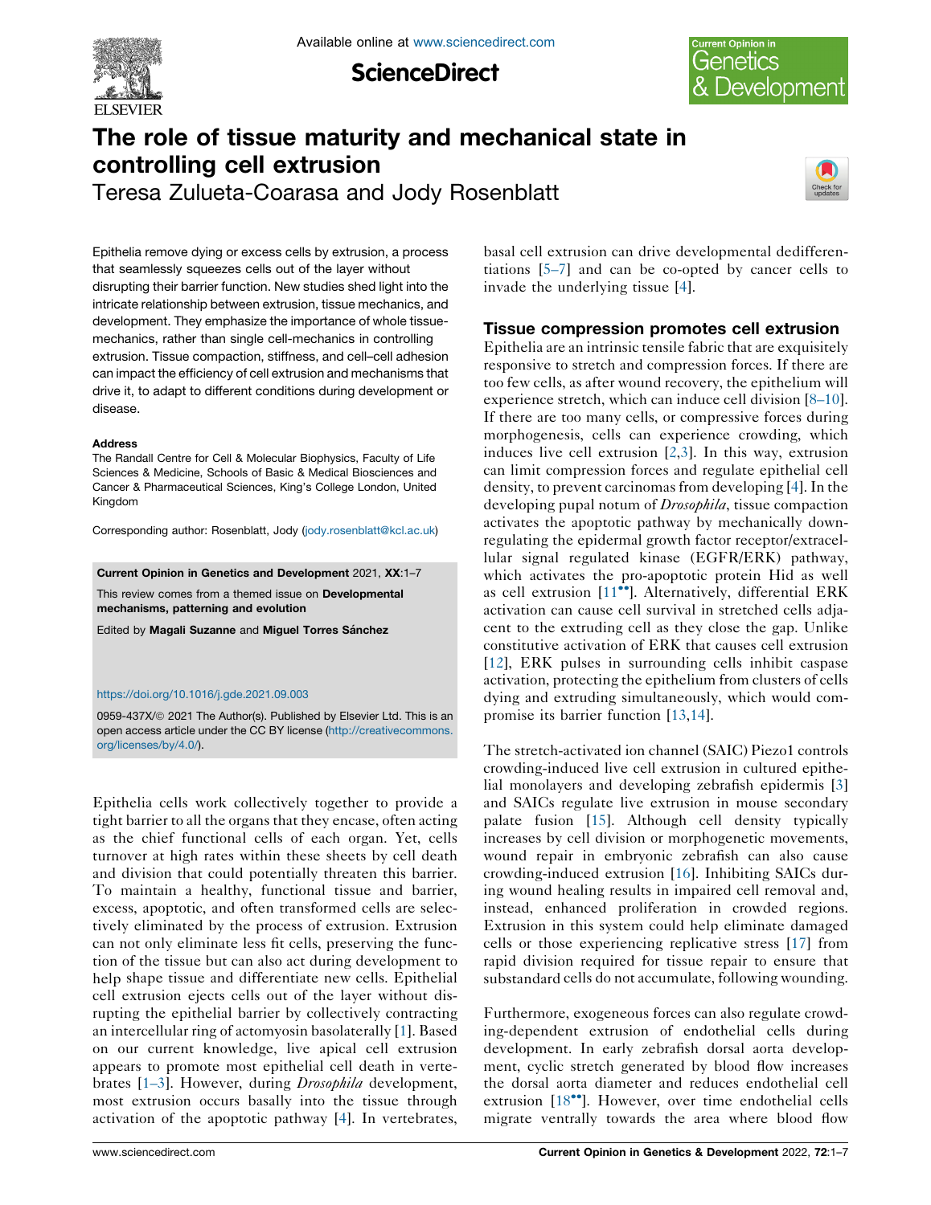# The role of tissue maturity and mechanical state in controlling cell extrusion

Teresa Zulueta-Coarasa and Jody Rosenblatt

Epithelia remove dying or excess cells by extrusion, a process that seamlessly squeezes cells out of the layer without disrupting their barrier function. New studies shed light into the intricate relationship between extrusion, tissue mechanics, and development. They emphasize the importance of whole tissue-mechanics, rather than single cell-mechanics in controlling extrusion. Tissue compaction, stiffness, and cell–cell adhesion can impact the efficiency of cell extrusion and mechanisms that drive it, to adapt to different conditions during development or disease.

**Address**

The Randall Centre for Cell & Molecular Biophysics, Faculty of Life Sciences & Medicine, Schools of Basic & Medical Biosciences and Cancer & Pharmaceutical Sciences, King's College London, United Kingdom

Corresponding author: Rosenblatt, Jody (jody.rosenblatt@kcl.ac.uk)

**Current Opinion in Genetics and Development** 2021, **XX**:1–7

This review comes from a themed issue on **Developmental mechanisms, patterning and evolution**

Edited by **Magali Suzanne** and **Miguel Torres Sánchez**

https://doi.org/10.1016/j.gde.2021.09.003

0959-437X/© 2021 The Author(s). Published by Elsevier Ltd. This is an open access article under the CC BY license (http://creativecommons.org/licenses/by/4.0/).

Epithelia cells work collectively together to provide a tight barrier to all the organs that they encase, often acting as the chief functional cells of each organ. Yet, cells turnover at high rates within these sheets by cell death and division that could potentially threaten this barrier. To maintain a healthy, functional tissue and barrier, excess, apoptotic, and often transformed cells are selectively eliminated by the process of extrusion. Extrusion can not only eliminate less fit cells, preserving the function of the tissue but can also act during development to help shape tissue and differentiate new cells. Epithelial cell extrusion ejects cells out of the layer without disrupting the epithelial barrier by collectively contracting an intercellular ring of actomyosin basolaterally [1]. Based on our current knowledge, live apical cell extrusion appears to promote most epithelial cell death in vertebrates [1–3]. However, during *Drosophila* development, most extrusion occurs basally into the tissue through activation of the apoptotic pathway [4]. In vertebrates, basal cell extrusion can drive developmental dedifferentiations [5–7] and can be co-opted by cancer cells to invade the underlying tissue [4].

## Tissue compression promotes cell extrusion

Epithelia are an intrinsic tensile fabric that are exquisitely responsive to stretch and compression forces. If there are too few cells, as after wound recovery, the epithelium will experience stretch, which can induce cell division [8–10]. If there are too many cells, or compressive forces during morphogenesis, cells can experience crowding, which induces live cell extrusion [2,3]. In this way, extrusion can limit compression forces and regulate epithelial cell density, to prevent carcinomas from developing [4]. In the developing pupal notum of *Drosophila*, tissue compaction activates the apoptotic pathway by mechanically down-regulating the epidermal growth factor receptor/extracellular signal regulated kinase (EGFR/ERK) pathway, which activates the pro-apoptotic protein Hid as well as cell extrusion [11••]. Alternatively, differential ERK activation can cause cell survival in stretched cells adjacent to the extruding cell as they close the gap. Unlike constitutive activation of ERK that causes cell extrusion [12], ERK pulses in surrounding cells inhibit caspase activation, protecting the epithelium from clusters of cells dying and extruding simultaneously, which would compromise its barrier function [13,14].

The stretch-activated ion channel (SAIC) Piezo1 controls crowding-induced live cell extrusion in cultured epithelial monolayers and developing zebrafish epidermis [3] and SAICs regulate live extrusion in mouse secondary palate fusion [15]. Although cell density typically increases by cell division or morphogenetic movements, wound repair in embryonic zebrafish can also cause crowding-induced extrusion [16]. Inhibiting SAICs during wound healing results in impaired cell removal and, instead, enhanced proliferation in crowded regions. Extrusion in this system could help eliminate damaged cells or those experiencing replicative stress [17] from rapid division required for tissue repair to ensure that substandard cells do not accumulate, following wounding.

Furthermore, exogeneous forces can also regulate crowding-dependent extrusion of endothelial cells during development. In early zebrafish dorsal aorta development, cyclic stretch generated by blood flow increases the dorsal aorta diameter and reduces endothelial cell extrusion [18••]. However, over time endothelial cells migrate ventrally towards the area where blood flow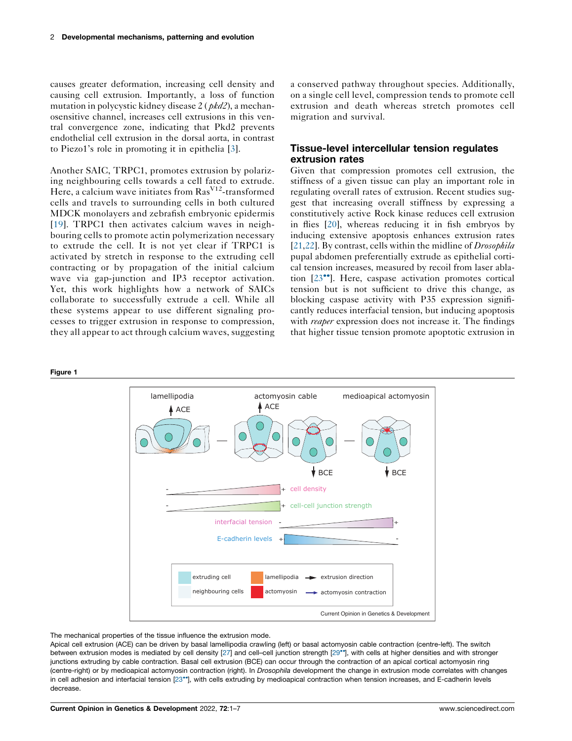causes greater deformation, increasing cell density and causing cell extrusion. Importantly, a loss of function mutation in polycystic kidney disease 2 (*pkd2*), a mechanosensitive channel, increases cell extrusions in this ventral convergence zone, indicating that Pkd2 prevents endothelial cell extrusion in the dorsal aorta, in contrast to Piezo1's role in promoting it in epithelia [3].

Another SAIC, TRPC1, promotes extrusion by polarizing neighbouring cells towards a cell fated to extrude. Here, a calcium wave initiates from Ras$^{V12}$-transformed cells and travels to surrounding cells in both cultured MDCK monolayers and zebrafish embryonic epidermis [19]. TRPC1 then activates calcium waves in neighbouring cells to promote actin polymerization necessary to extrude the cell. It is not yet clear if TRPC1 is activated by stretch in response to the extruding cell contracting or by propagation of the initial calcium wave via gap-junction and IP3 receptor activation. Yet, this work highlights how a network of SAICs collaborate to successfully extrude a cell. While all these systems appear to use different signaling processes to trigger extrusion in response to compression, they all appear to act through calcium waves, suggesting a conserved pathway throughout species. Additionally, on a single cell level, compression tends to promote cell extrusion and death whereas stretch promotes cell migration and survival.

## Tissue-level intercellular tension regulates extrusion rates

Given that compression promotes cell extrusion, the stiffness of a given tissue can play an important role in regulating overall rates of extrusion. Recent studies suggest that increasing overall stiffness by expressing a constitutively active Rock kinase reduces cell extrusion in flies [20], whereas reducing it in fish embryos by inducing extensive apoptosis enhances extrusion rates [21,22]. By contrast, cells within the midline of *Drosophila* pupal abdomen preferentially extrude as epithelial cortical tension increases, measured by recoil from laser ablation [23••]. Here, caspase activation promotes cortical tension but is not sufficient to drive this change, as blocking caspase activity with P35 expression significantly reduces interfacial tension, but inducing apoptosis with *reaper* expression does not increase it. The findings that higher tissue tension promote apoptotic extrusion in

**Figure 1**

The mechanical properties of the tissue influence the extrusion mode.
Apical cell extrusion (ACE) can be driven by basal lamellipodia crawling (left) or basal actomyosin cable contraction (centre-left). The switch between extrusion modes is mediated by cell density [27] and cell–cell junction strength [29••], with cells at higher densities and with stronger junctions extruding by cable contraction. Basal cell extrusion (BCE) can occur through the contraction of an apical cortical actomyosin ring (centre-right) or by medioapical actomyosin contraction (right). In *Drosophila* development the change in extrusion mode correlates with changes in cell adhesion and interfacial tension [23••], with cells extruding by medioapical contraction when tension increases, and E-cadherin levels decrease.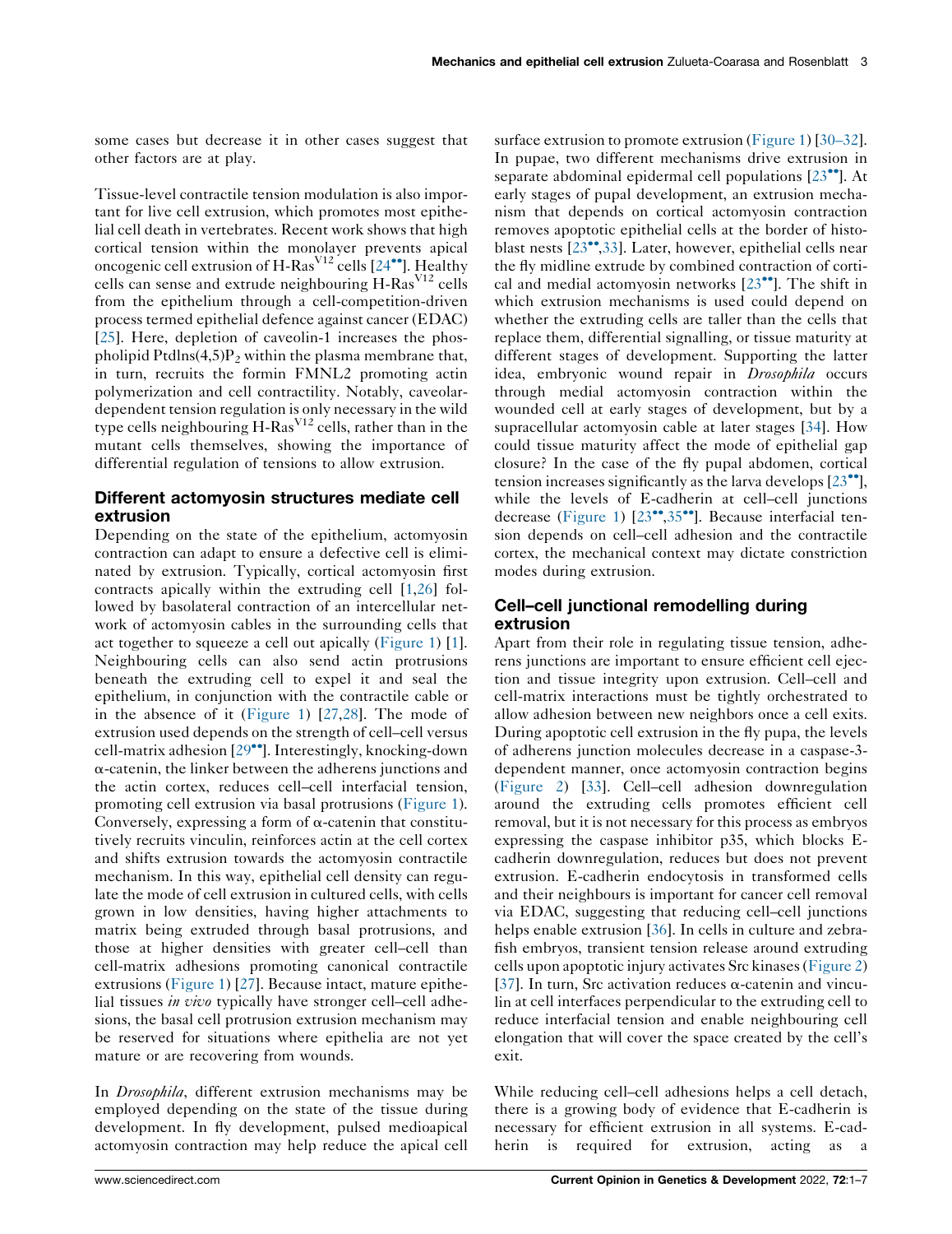some cases but decrease it in other cases suggest that other factors are at play.

Tissue-level contractile tension modulation is also important for live cell extrusion, which promotes most epithelial cell death in vertebrates. Recent work shows that high cortical tension within the monolayer prevents apical oncogenic cell extrusion of H-Ras$^{V12}$ cells [24••]. Healthy cells can sense and extrude neighbouring H-Ras$^{V12}$ cells from the epithelium through a cell-competition-driven process termed epithelial defence against cancer (EDAC) [25]. Here, depletion of caveolin-1 increases the phospholipid PtdIns(4,5)$P_2$ within the plasma membrane that, in turn, recruits the formin FMNL2 promoting actin polymerization and cell contractility. Notably, caveolar-dependent tension regulation is only necessary in the wild type cells neighbouring H-Ras$^{V12}$ cells, rather than in the mutant cells themselves, showing the importance of differential regulation of tensions to allow extrusion.

## Different actomyosin structures mediate cell extrusion

Depending on the state of the epithelium, actomyosin contraction can adapt to ensure a defective cell is eliminated by extrusion. Typically, cortical actomyosin first contracts apically within the extruding cell [1,26] followed by basolateral contraction of an intercellular network of actomyosin cables in the surrounding cells that act together to squeeze a cell out apically (Figure 1) [1]. Neighbouring cells can also send actin protrusions beneath the extruding cell to expel it and seal the epithelium, in conjunction with the contractile cable or in the absence of it (Figure 1) [27,28]. The mode of extrusion used depends on the strength of cell–cell versus cell-matrix adhesion [29••]. Interestingly, knocking-down α-catenin, the linker between the adherens junctions and the actin cortex, reduces cell–cell interfacial tension, promoting cell extrusion via basal protrusions (Figure 1). Conversely, expressing a form of α-catenin that constitutively recruits vinculin, reinforces actin at the cell cortex and shifts extrusion towards the actomyosin contractile mechanism. In this way, epithelial cell density can regulate the mode of cell extrusion in cultured cells, with cells grown in low densities, having higher attachments to matrix being extruded through basal protrusions, and those at higher densities with greater cell–cell than cell-matrix adhesions promoting canonical contractile extrusions (Figure 1) [27]. Because intact, mature epithelial tissues *in vivo* typically have stronger cell–cell adhesions, the basal cell protrusion extrusion mechanism may be reserved for situations where epithelia are not yet mature or are recovering from wounds.

In *Drosophila*, different extrusion mechanisms may be employed depending on the state of the tissue during development. In fly development, pulsed medioapical actomyosin contraction may help reduce the apical cell surface extrusion to promote extrusion (Figure 1) [30–32]. In pupae, two different mechanisms drive extrusion in separate abdominal epidermal cell populations [23••]. At early stages of pupal development, an extrusion mechanism that depends on cortical actomyosin contraction removes apoptotic epithelial cells at the border of histoblast nests [23••,33]. Later, however, epithelial cells near the fly midline extrude by combined contraction of cortical and medial actomyosin networks [23••]. The shift in which extrusion mechanisms is used could depend on whether the extruding cells are taller than the cells that replace them, differential signalling, or tissue maturity at different stages of development. Supporting the latter idea, embryonic wound repair in *Drosophila* occurs through medial actomyosin contraction within the wounded cell at early stages of development, but by a supracellular actomyosin cable at later stages [34]. How could tissue maturity affect the mode of epithelial gap closure? In the case of the fly pupal abdomen, cortical tension increases significantly as the larva develops [23••], while the levels of E-cadherin at cell–cell junctions decrease (Figure 1) [23••,35••]. Because interfacial tension depends on cell–cell adhesion and the contractile cortex, the mechanical context may dictate constriction modes during extrusion.

## Cell–cell junctional remodelling during extrusion

Apart from their role in regulating tissue tension, adherens junctions are important to ensure efficient cell ejection and tissue integrity upon extrusion. Cell–cell and cell-matrix interactions must be tightly orchestrated to allow adhesion between new neighbors once a cell exits. During apoptotic cell extrusion in the fly pupa, the levels of adherens junction molecules decrease in a caspase-3-dependent manner, once actomyosin contraction begins (Figure 2) [33]. Cell–cell adhesion downregulation around the extruding cells promotes efficient cell removal, but it is not necessary for this process as embryos expressing the caspase inhibitor p35, which blocks E-cadherin downregulation, reduces but does not prevent extrusion. E-cadherin endocytosis in transformed cells and their neighbours is important for cancer cell removal via EDAC, suggesting that reducing cell–cell junctions helps enable extrusion [36]. In cells in culture and zebrafish embryos, transient tension release around extruding cells upon apoptotic injury activates Src kinases (Figure 2) [37]. In turn, Src activation reduces α-catenin and vinculin at cell interfaces perpendicular to the extruding cell to reduce interfacial tension and enable neighbouring cell elongation that will cover the space created by the cell's exit.

While reducing cell–cell adhesions helps a cell detach, there is a growing body of evidence that E-cadherin is necessary for efficient extrusion in all systems. E-cadherin is required for extrusion, acting as a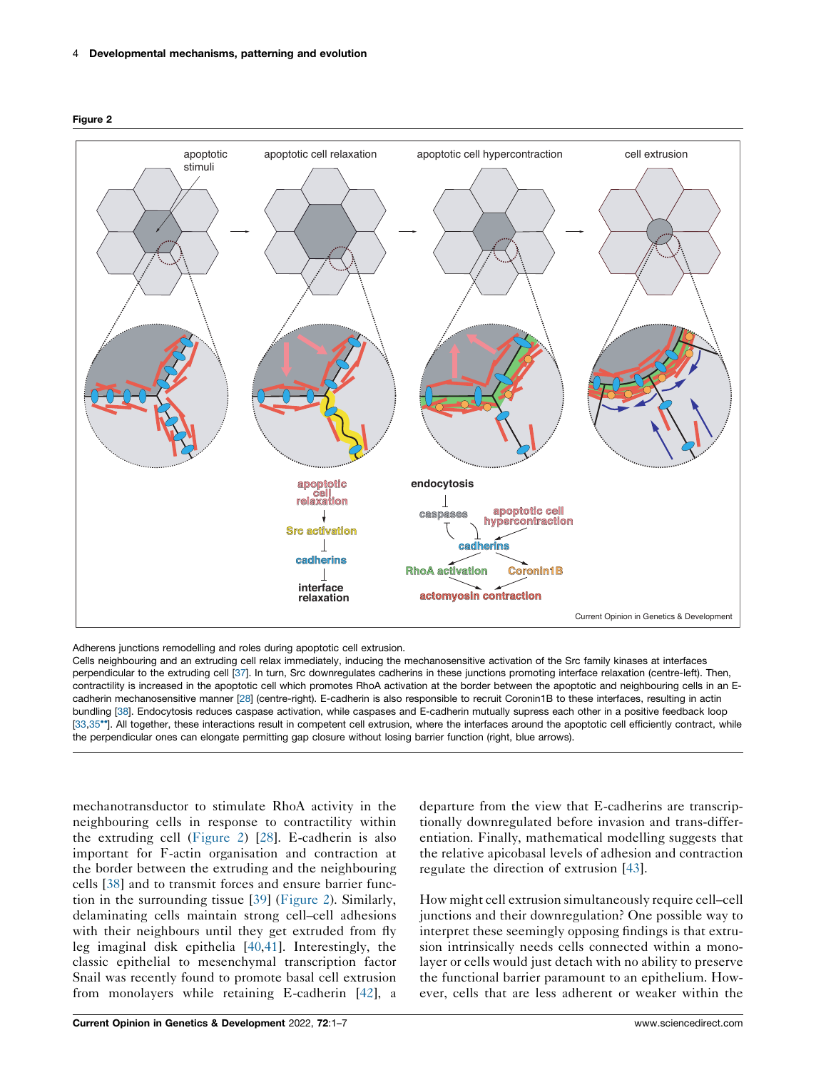**Figure 2**

Adherens junctions remodelling and roles during apoptotic cell extrusion.
Cells neighbouring and an extruding cell relax immediately, inducing the mechanosensitive activation of the Src family kinases at interfaces perpendicular to the extruding cell [37]. In turn, Src downregulates cadherins in these junctions promoting interface relaxation (centre-left). Then, contractility is increased in the apoptotic cell which promotes RhoA activation at the border between the apoptotic and neighbouring cells in an E-cadherin mechanosensitive manner [28] (centre-right). E-cadherin is also responsible to recruit Coronin1B to these interfaces, resulting in actin bundling [38]. Endocytosis reduces caspase activation, while caspases and E-cadherin mutually supress each other in a positive feedback loop [33,35••]. All together, these interactions result in competent cell extrusion, where the interfaces around the apoptotic cell efficiently contract, while the perpendicular ones can elongate permitting gap closure without losing barrier function (right, blue arrows).

mechanotransductor to stimulate RhoA activity in the neighbouring cells in response to contractility within the extruding cell (Figure 2) [28]. E-cadherin is also important for F-actin organisation and contraction at the border between the extruding and the neighbouring cells [38] and to transmit forces and ensure barrier function in the surrounding tissue [39] (Figure 2). Similarly, delaminating cells maintain strong cell–cell adhesions with their neighbours until they get extruded from fly leg imaginal disk epithelia [40,41]. Interestingly, the classic epithelial to mesenchymal transcription factor Snail was recently found to promote basal cell extrusion from monolayers while retaining E-cadherin [42], a departure from the view that E-cadherins are transcriptionally downregulated before invasion and trans-differentiation. Finally, mathematical modelling suggests that the relative apicobasal levels of adhesion and contraction regulate the direction of extrusion [43].

How might cell extrusion simultaneously require cell–cell junctions and their downregulation? One possible way to interpret these seemingly opposing findings is that extrusion intrinsically needs cells connected within a monolayer or cells would just detach with no ability to preserve the functional barrier paramount to an epithelium. However, cells that are less adherent or weaker within the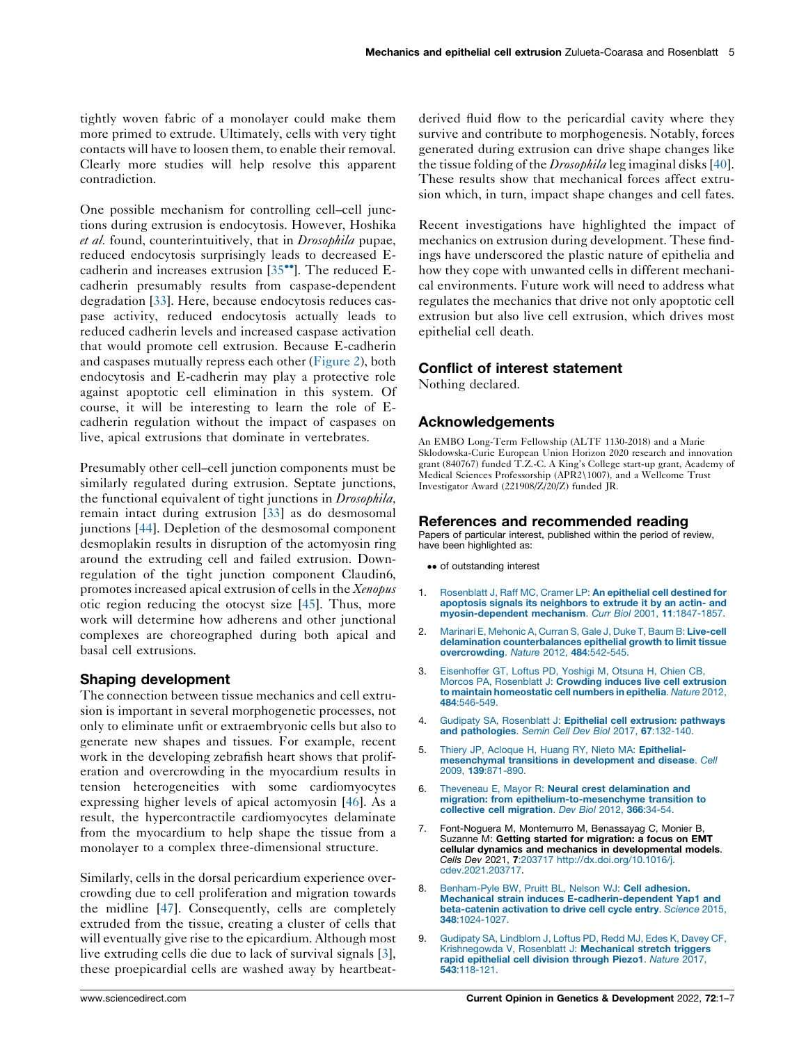tightly woven fabric of a monolayer could make them more primed to extrude. Ultimately, cells with very tight contacts will have to loosen them, to enable their removal. Clearly more studies will help resolve this apparent contradiction.

One possible mechanism for controlling cell–cell junctions during extrusion is endocytosis. However, Hoshika *et al.* found, counterintuitively, that in *Drosophila* pupae, reduced endocytosis surprisingly leads to decreased E-cadherin and increases extrusion [35••]. The reduced E-cadherin presumably results from caspase-dependent degradation [33]. Here, because endocytosis reduces caspase activity, reduced endocytosis actually leads to reduced cadherin levels and increased caspase activation that would promote cell extrusion. Because E-cadherin and caspases mutually repress each other (Figure 2), both endocytosis and E-cadherin may play a protective role against apoptotic cell elimination in this system. Of course, it will be interesting to learn the role of E-cadherin regulation without the impact of caspases on live, apical extrusions that dominate in vertebrates.

Presumably other cell–cell junction components must be similarly regulated during extrusion. Septate junctions, the functional equivalent of tight junctions in *Drosophila*, remain intact during extrusion [33] as do desmosomal junctions [44]. Depletion of the desmosomal component desmoplakin results in disruption of the actomyosin ring around the extruding cell and failed extrusion. Downregulation of the tight junction component Claudin6, promotes increased apical extrusion of cells in the *Xenopus* otic region reducing the otocyst size [45]. Thus, more work will determine how adherens and other junctional complexes are choreographed during both apical and basal cell extrusions.

## Shaping development

The connection between tissue mechanics and cell extrusion is important in several morphogenetic processes, not only to eliminate unfit or extraembryonic cells but also to generate new shapes and tissues. For example, recent work in the developing zebrafish heart shows that proliferation and overcrowding in the myocardium results in tension heterogeneities with some cardiomyocytes expressing higher levels of apical actomyosin [46]. As a result, the hypercontractile cardiomyocytes delaminate from the myocardium to help shape the tissue from a monolayer to a complex three-dimensional structure.

Similarly, cells in the dorsal pericardium experience overcrowding due to cell proliferation and migration towards the midline [47]. Consequently, cells are completely extruded from the tissue, creating a cluster of cells that will eventually give rise to the epicardium. Although most live extruding cells die due to lack of survival signals [3], these proepicardial cells are washed away by heartbeat-derived fluid flow to the pericardial cavity where they survive and contribute to morphogenesis. Notably, forces generated during extrusion can drive shape changes like the tissue folding of the *Drosophila* leg imaginal disks [40]. These results show that mechanical forces affect extrusion which, in turn, impact shape changes and cell fates.

Recent investigations have highlighted the impact of mechanics on extrusion during development. These findings have underscored the plastic nature of epithelia and how they cope with unwanted cells in different mechanical environments. Future work will need to address what regulates the mechanics that drive not only apoptotic cell extrusion but also live cell extrusion, which drives most epithelial cell death.

## Conflict of interest statement

Nothing declared.

## Acknowledgements

An EMBO Long-Term Fellowship (ALTF 1130-2018) and a Marie Sklodowska-Curie European Union Horizon 2020 research and innovation grant (840767) funded T.Z.-C. A King's College start-up grant, Academy of Medical Sciences Professorship (APR2\1007), and a Wellcome Trust Investigator Award (221908/Z/20/Z) funded JR.

## References and recommended reading

Papers of particular interest, published within the period of review, have been highlighted as:

•• of outstanding interest

1. Rosenblatt J, Raff MC, Cramer LP: **An epithelial cell destined for apoptosis signals its neighbors to extrude it by an actin- and myosin-dependent mechanism**. *Curr Biol* 2001, **11**:1847-1857.
2. Marinari E, Mehonic A, Curran S, Gale J, Duke T, Baum B: **Live-cell delamination counterbalances epithelial growth to limit tissue overcrowding**. *Nature* 2012, **484**:542-545.
3. Eisenhoffer GT, Loftus PD, Yoshigi M, Otsuna H, Chien CB, Morcos PA, Rosenblatt J: **Crowding induces live cell extrusion to maintain homeostatic cell numbers in epithelia**. *Nature* 2012, **484**:546-549.
4. Gudipaty SA, Rosenblatt J: **Epithelial cell extrusion: pathways and pathologies**. *Semin Cell Dev Biol* 2017, **67**:132-140.
5. Thiery JP, Acloque H, Huang RY, Nieto MA: **Epithelial-mesenchymal transitions in development and disease**. *Cell* 2009, **139**:871-890.
6. Theveneau E, Mayor R: **Neural crest delamination and migration: from epithelium-to-mesenchyme transition to collective cell migration**. *Dev Biol* 2012, **366**:34-54.
7. Font-Noguera M, Montemurro M, Benassayag C, Monier B, Suzanne M: **Getting started for migration: a focus on EMT cellular dynamics and mechanics in developmental models**. *Cells Dev* 2021, **7**:203717 http://dx.doi.org/10.1016/j.cdev.2021.203717.
8. Benham-Pyle BW, Pruitt BL, Nelson WJ: **Cell adhesion. Mechanical strain induces E-cadherin-dependent Yap1 and beta-catenin activation to drive cell cycle entry**. *Science* 2015, **348**:1024-1027.
9. Gudipaty SA, Lindblom J, Loftus PD, Redd MJ, Edes K, Davey CF, Krishnegowda V, Rosenblatt J: **Mechanical stretch triggers rapid epithelial cell division through Piezo1**. *Nature* 2017, **543**:118-121.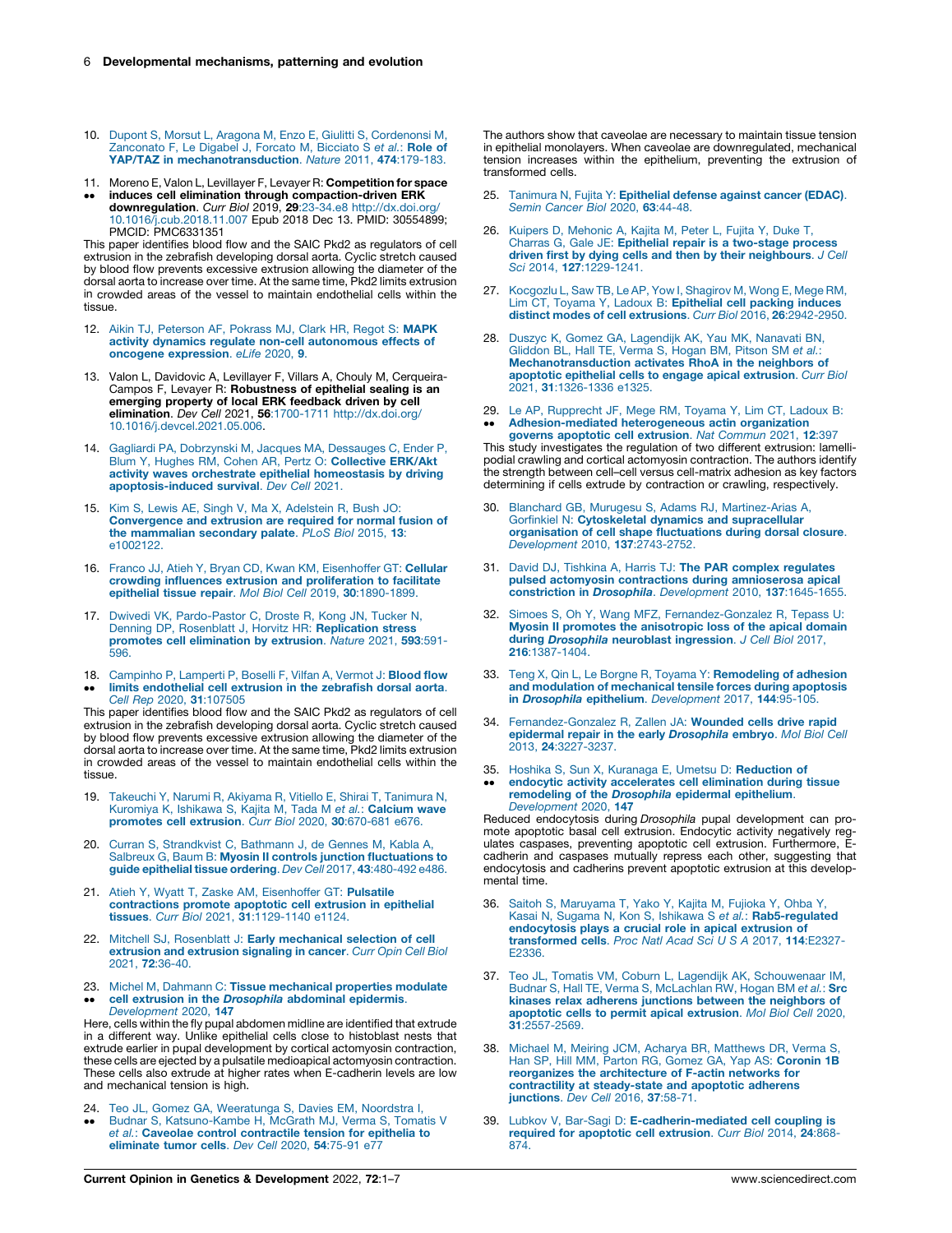10. Dupont S, Morsut L, Aragona M, Enzo E, Giulitti S, Cordenonsi M, Zanconato F, Le Digabel J, Forcato M, Bicciato S *et al.*: **Role of YAP/TAZ in mechanotransduction**. *Nature* 2011, **474**:179-183.

11. •• Moreno E, Valon L, Levillayer F, Levayer R: **Competition for space induces cell elimination through compaction-driven ERK downregulation**. *Curr Biol* 2019, **29**:23-34.e8 http://dx.doi.org/10.1016/j.cub.2018.11.007 Epub 2018 Dec 13. PMID: 30554899; PMCID: PMC6331351

This paper identifies blood flow and the SAIC Pkd2 as regulators of cell extrusion in the zebrafish developing dorsal aorta. Cyclic stretch caused by blood flow prevents excessive extrusion allowing the diameter of the dorsal aorta to increase over time. At the same time, Pkd2 limits extrusion in crowded areas of the vessel to maintain endothelial cells within the tissue.

12. Aikin TJ, Peterson AF, Pokrass MJ, Clark HR, Regot S: **MAPK activity dynamics regulate non-cell autonomous effects of oncogene expression**. *eLife* 2020, **9**.

13. Valon L, Davidovic A, Levillayer F, Villars A, Chouly M, Cerqueira-Campos F, Levayer R: **Robustness of epithelial sealing is an emerging property of local ERK feedback driven by cell elimination**. *Dev Cell* 2021, **56**:1700-1711 http://dx.doi.org/10.1016/j.devcel.2021.05.006.

14. Gagliardi PA, Dobrzynski M, Jacques MA, Dessauges C, Ender P, Blum Y, Hughes RM, Cohen AR, Pertz O: **Collective ERK/Akt activity waves orchestrate epithelial homeostasis by driving apoptosis-induced survival**. *Dev Cell* 2021.

15. Kim S, Lewis AE, Singh V, Ma X, Adelstein R, Bush JO: **Convergence and extrusion are required for normal fusion of the mammalian secondary palate**. *PLoS Biol* 2015, **13**: e1002122.

16. Franco JJ, Atieh Y, Bryan CD, Kwan KM, Eisenhoffer GT: **Cellular crowding influences extrusion and proliferation to facilitate epithelial tissue repair**. *Mol Biol Cell* 2019, **30**:1890-1899.

17. Dwivedi VK, Pardo-Pastor C, Droste R, Kong JN, Tucker N, Denning DP, Rosenblatt J, Horvitz HR: **Replication stress promotes cell elimination by extrusion**. *Nature* 2021, **593**:591-596.

18. •• Campinho P, Lamperti P, Boselli F, Vilfan A, Vermot J: **Blood flow limits endothelial cell extrusion in the zebrafish dorsal aorta**. *Cell Rep* 2020, **31**:107505

This paper identifies blood flow and the SAIC Pkd2 as regulators of cell extrusion in the zebrafish developing dorsal aorta. Cyclic stretch caused by blood flow prevents excessive extrusion allowing the diameter of the dorsal aorta to increase over time. At the same time, Pkd2 limits extrusion in crowded areas of the vessel to maintain endothelial cells within the tissue.

19. Takeuchi Y, Narumi R, Akiyama R, Vitiello E, Shirai T, Tanimura N, Kuromiya K, Ishikawa S, Kajita M, Tada M *et al.*: **Calcium wave promotes cell extrusion**. *Curr Biol* 2020, **30**:670-681 e676.

20. Curran S, Strandkvist C, Bathmann J, de Gennes M, Kabla A, Salbreux G, Baum B: **Myosin II controls junction fluctuations to guide epithelial tissue ordering**. *Dev Cell* 2017, **43**:480-492 e486.

21. Atieh Y, Wyatt T, Zaske AM, Eisenhoffer GT: **Pulsatile contractions promote apoptotic cell extrusion in epithelial tissues**. *Curr Biol* 2021, **31**:1129-1140 e1124.

22. Mitchell SJ, Rosenblatt J: **Early mechanical selection of cell extrusion and extrusion signaling in cancer**. *Curr Opin Cell Biol* 2021, **72**:36-40.

23. •• Michel M, Dahmann C: **Tissue mechanical properties modulate cell extrusion in the *Drosophila* abdominal epidermis**. *Development* 2020, **147**

Here, cells within the fly pupal abdomen midline are identified that extrude in a different way. Unlike epithelial cells close to histoblast nests that extrude earlier in pupal development by cortical actomyosin contraction, these cells are ejected by a pulsatile medioapical actomyosin contraction. These cells also extrude at higher rates when E-cadherin levels are low and mechanical tension is high.

24. •• Teo JL, Gomez GA, Weeratunga S, Davies EM, Noordstra I, Budnar S, Katsuno-Kambe H, McGrath MJ, Verma S, Tomatis V *et al.*: **Caveolae control contractile tension for epithelia to eliminate tumor cells**. *Dev Cell* 2020, **54**:75-91 e77

The authors show that caveolae are necessary to maintain tissue tension in epithelial monolayers. When caveolae are downregulated, mechanical tension increases within the epithelium, preventing the extrusion of transformed cells.

25. Tanimura N, Fujita Y: **Epithelial defense against cancer (EDAC)**. *Semin Cancer Biol* 2020, **63**:44-48.

26. Kuipers D, Mehonic A, Kajita M, Peter L, Fujita Y, Duke T, Charras G, Gale JE: **Epithelial repair is a two-stage process driven first by dying cells and then by their neighbours**. *J Cell Sci* 2014, **127**:1229-1241.

27. Kocgozlu L, Saw TB, Le AP, Yow I, Shagirov M, Wong E, Mege RM, Lim CT, Toyama Y, Ladoux B: **Epithelial cell packing induces distinct modes of cell extrusions**. *Curr Biol* 2016, **26**:2942-2950.

28. Duszyc K, Gomez GA, Lagendijk AK, Yau MK, Nanavati BN, Gliddon BL, Hall TE, Verma S, Hogan BM, Pitson SM *et al.*: **Mechanotransduction activates RhoA in the neighbors of apoptotic epithelial cells to engage apical extrusion**. *Curr Biol* 2021, **31**:1326-1336 e1325.

29. •• Le AP, Rupprecht JF, Mege RM, Toyama Y, Lim CT, Ladoux B: **Adhesion-mediated heterogeneous actin organization governs apoptotic cell extrusion**. *Nat Commun* 2021, **12**:397

This study investigates the regulation of two different extrusion: lamellipodial crawling and cortical actomyosin contraction. The authors identify the strength between cell–cell versus cell-matrix adhesion as key factors determining if cells extrude by contraction or crawling, respectively.

30. Blanchard GB, Murugesu S, Adams RJ, Martinez-Arias A, Gorfinkiel N: **Cytoskeletal dynamics and supracellular organisation of cell shape fluctuations during dorsal closure**. *Development* 2010, **137**:2743-2752.

31. David DJ, Tishkina A, Harris TJ: **The PAR complex regulates pulsed actomyosin contractions during amnioserosa apical constriction in *Drosophila***. *Development* 2010, **137**:1645-1655.

32. Simoes S, Oh Y, Wang MFZ, Fernandez-Gonzalez R, Tepass U: **Myosin II promotes the anisotropic loss of the apical domain during *Drosophila* neuroblast ingression**. *J Cell Biol* 2017, **216**:1387-1404.

33. Teng X, Qin L, Le Borgne R, Toyama Y: **Remodeling of adhesion and modulation of mechanical tensile forces during apoptosis in *Drosophila* epithelium**. *Development* 2017, **144**:95-105.

34. Fernandez-Gonzalez R, Zallen JA: **Wounded cells drive rapid epidermal repair in the early *Drosophila* embryo**. *Mol Biol Cell* 2013, **24**:3227-3237.

35. •• Hoshika S, Sun X, Kuranaga E, Umetsu D: **Reduction of endocytic activity accelerates cell elimination during tissue remodeling of the *Drosophila* epidermal epithelium**. *Development* 2020, **147**

Reduced endocytosis during *Drosophila* pupal development can promote apoptotic basal cell extrusion. Endocytic activity negatively regulates caspases, preventing apoptotic cell extrusion. Furthermore, E-cadherin and caspases mutually repress each other, suggesting that endocytosis and cadherins prevent apoptotic extrusion at this developmental time.

36. Saitoh S, Maruyama T, Yako Y, Kajita M, Fujioka Y, Ohba Y, Kasai N, Sugama N, Kon S, Ishikawa S *et al.*: **Rab5-regulated endocytosis plays a crucial role in apical extrusion of transformed cells**. *Proc Natl Acad Sci U S A* 2017, **114**:E2327-E2336.

37. Teo JL, Tomatis VM, Coburn L, Lagendijk AK, Schouwenaar IM, Budnar S, Hall TE, Verma S, McLachlan RW, Hogan BM *et al.*: **Src kinases relax adherens junctions between the neighbors of apoptotic cells to permit apical extrusion**. *Mol Biol Cell* 2020, **31**:2557-2569.

38. Michael M, Meiring JCM, Acharya BR, Matthews DR, Verma S, Han SP, Hill MM, Parton RG, Gomez GA, Yap AS: **Coronin 1B reorganizes the architecture of F-actin networks for contractility at steady-state and apoptotic adherens junctions**. *Dev Cell* 2016, **37**:58-71.

39. Lubkov V, Bar-Sagi D: **E-cadherin-mediated cell coupling is required for apoptotic cell extrusion**. *Curr Biol* 2014, **24**:868-874.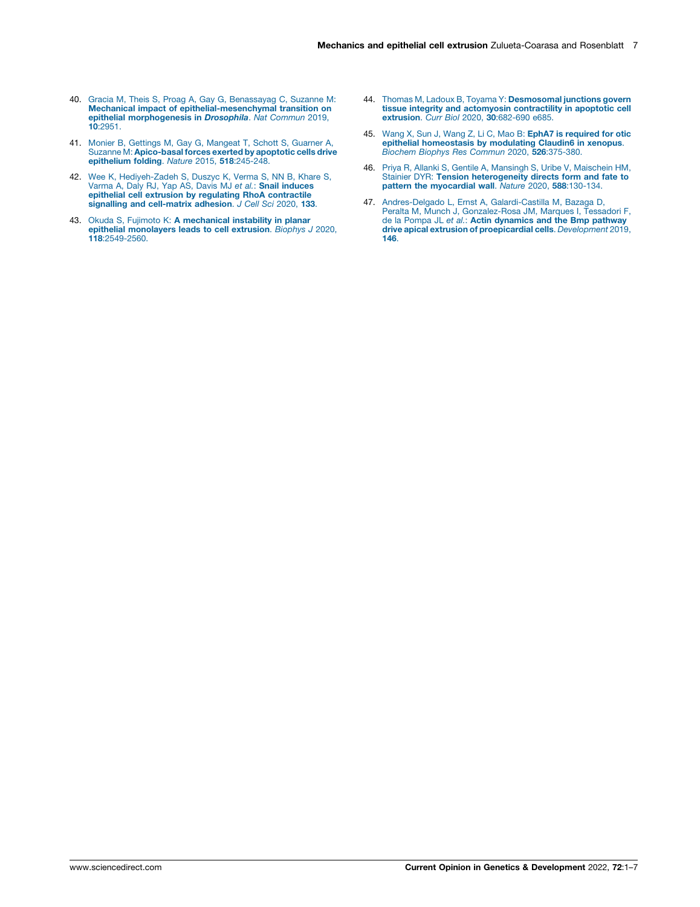40. Gracia M, Theis S, Proag A, Gay G, Benassayag C, Suzanne M: **Mechanical impact of epithelial-mesenchymal transition on epithelial morphogenesis in *Drosophila***. *Nat Commun* 2019, **10**:2951.

41. Monier B, Gettings M, Gay G, Mangeat T, Schott S, Guarner A, Suzanne M: **Apico-basal forces exerted by apoptotic cells drive epithelium folding**. *Nature* 2015, **518**:245-248.

42. Wee K, Hediyeh-Zadeh S, Duszyc K, Verma S, NN B, Khare S, Varma A, Daly RJ, Yap AS, Davis MJ *et al.*: **Snail induces epithelial cell extrusion by regulating RhoA contractile signalling and cell-matrix adhesion**. *J Cell Sci* 2020, **133**.

43. Okuda S, Fujimoto K: **A mechanical instability in planar epithelial monolayers leads to cell extrusion**. *Biophys J* 2020, **118**:2549-2560.

44. Thomas M, Ladoux B, Toyama Y: **Desmosomal junctions govern tissue integrity and actomyosin contractility in apoptotic cell extrusion**. *Curr Biol* 2020, **30**:682-690 e685.

45. Wang X, Sun J, Wang Z, Li C, Mao B: **EphA7 is required for otic epithelial homeostasis by modulating Claudin6 in xenopus**. *Biochem Biophys Res Commun* 2020, **526**:375-380.

46. Priya R, Allanki S, Gentile A, Mansingh S, Uribe V, Maischein HM, Stainier DYR: **Tension heterogeneity directs form and fate to pattern the myocardial wall**. *Nature* 2020, **588**:130-134.

47. Andres-Delgado L, Ernst A, Galardi-Castilla M, Bazaga D, Peralta M, Munch J, Gonzalez-Rosa JM, Marques I, Tessadori F, de la Pompa JL *et al.*: **Actin dynamics and the Bmp pathway drive apical extrusion of proepicardial cells**. *Development* 2019, **146**.